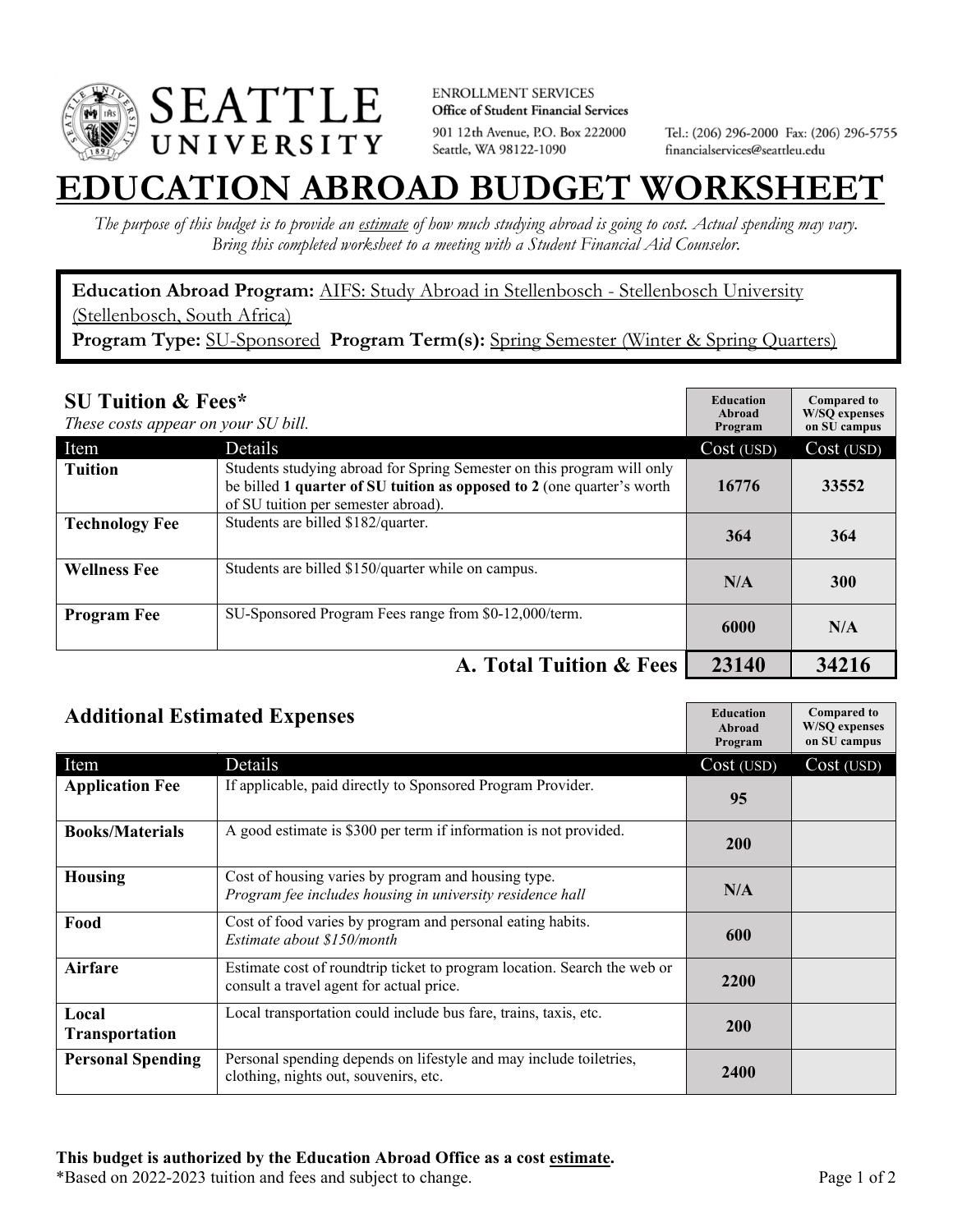SEATTLE UNIVERSITY

ENROLLMENT SERVICES
**Office of Student Financial Services**
901 12th Avenue, P.O. Box 222000
Seattle, WA 98122-1090

Tel.: (206) 296-2000 Fax: (206) 296-5755
financialservices@seattleu.edu

# EDUCATION ABROAD BUDGET WORKSHEET

*The purpose of this budget is to provide an estimate of how much studying abroad is going to cost. Actual spending may vary. Bring this completed worksheet to a meeting with a Student Financial Aid Counselor.*

**Education Abroad Program:** AIFS: Study Abroad in Stellenbosch - Stellenbosch University (Stellenbosch, South Africa)
**Program Type:** SU-Sponsored **Program Term(s):** Spring Semester (Winter & Spring Quarters)

## SU Tuition & Fees*

*These costs appear on your SU bill.*

| Item | Details | Education Abroad Program Cost (USD) | Compared to W/SQ expenses on SU campus Cost (USD) |
|---|---|---|---|
| **Tuition** | Students studying abroad for Spring Semester on this program will only be billed **1 quarter of SU tuition as opposed to 2** (one quarter's worth of SU tuition per semester abroad). | 16776 | 33552 |
| **Technology Fee** | Students are billed $182/quarter. | 364 | 364 |
| **Wellness Fee** | Students are billed $150/quarter while on campus. | N/A | 300 |
| **Program Fee** | SU-Sponsored Program Fees range from $0-12,000/term. | 6000 | N/A |
| | **A. Total Tuition & Fees** | **23140** | **34216** |

## Additional Estimated Expenses

| Item | Details | Education Abroad Program Cost (USD) | Compared to W/SQ expenses on SU campus Cost (USD) |
|---|---|---|---|
| **Application Fee** | If applicable, paid directly to Sponsored Program Provider. | 95 | |
| **Books/Materials** | A good estimate is $300 per term if information is not provided. | 200 | |
| **Housing** | Cost of housing varies by program and housing type. *Program fee includes housing in university residence hall* | N/A | |
| **Food** | Cost of food varies by program and personal eating habits. *Estimate about $150/month* | 600 | |
| **Airfare** | Estimate cost of roundtrip ticket to program location. Search the web or consult a travel agent for actual price. | 2200 | |
| **Local Transportation** | Local transportation could include bus fare, trains, taxis, etc. | 200 | |
| **Personal Spending** | Personal spending depends on lifestyle and may include toiletries, clothing, nights out, souvenirs, etc. | 2400 | |

**This budget is authorized by the Education Abroad Office as a cost estimate.**
*Based on 2022-2023 tuition and fees and subject to change.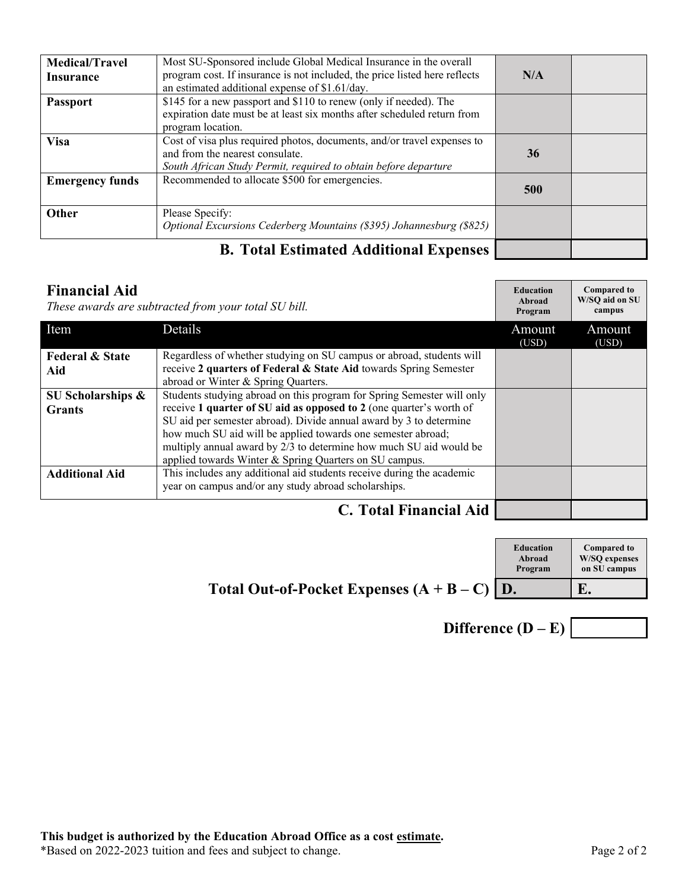| | | | |
|---|---|---|---|
| **Medical/Travel Insurance** | Most SU-Sponsored include Global Medical Insurance in the overall program cost. If insurance is not included, the price listed here reflects an estimated additional expense of $1.61/day. | **N/A** | |
| **Passport** | $145 for a new passport and $110 to renew (only if needed). The expiration date must be at least six months after scheduled return from program location. | | |
| **Visa** | Cost of visa plus required photos, documents, and/or travel expenses to and from the nearest consulate. *South African Study Permit, required to obtain before departure* | **36** | |
| **Emergency funds** | Recommended to allocate $500 for emergencies. | **500** | |
| **Other** | Please Specify: *Optional Excursions Cederberg Mountains ($395) Johannesburg ($825)* | | |
| | **B. Total Estimated Additional Expenses** | | |

## Financial Aid

*These awards are subtracted from your total SU bill.*

| | | **Education Abroad Program** | **Compared to W/SQ aid on SU campus** |
|---|---|---|---|
| Item | Details | Amount (USD) | Amount (USD) |
| **Federal & State Aid** | Regardless of whether studying on SU campus or abroad, students will receive **2 quarters of Federal & State Aid** towards Spring Semester abroad or Winter & Spring Quarters. | | |
| **SU Scholarships & Grants** | Students studying abroad on this program for Spring Semester will only receive **1 quarter of SU aid as opposed to 2** (one quarter's worth of SU aid per semester abroad). Divide annual award by 3 to determine how much SU aid will be applied towards one semester abroad; multiply annual award by 2/3 to determine how much SU aid would be applied towards Winter & Spring Quarters on SU campus. | | |
| **Additional Aid** | This includes any additional aid students receive during the academic year on campus and/or any study abroad scholarships. | | |
| | **C. Total Financial Aid** | | |

| | **Education Abroad Program** | **Compared to W/SQ expenses on SU campus** |
|---|---|---|
| **Total Out-of-Pocket Expenses (A + B – C)** | **D.** | **E.** |

**Difference (D – E)** ____

**This budget is authorized by the Education Abroad Office as a cost estimate.**
*Based on 2022-2023 tuition and fees and subject to change.